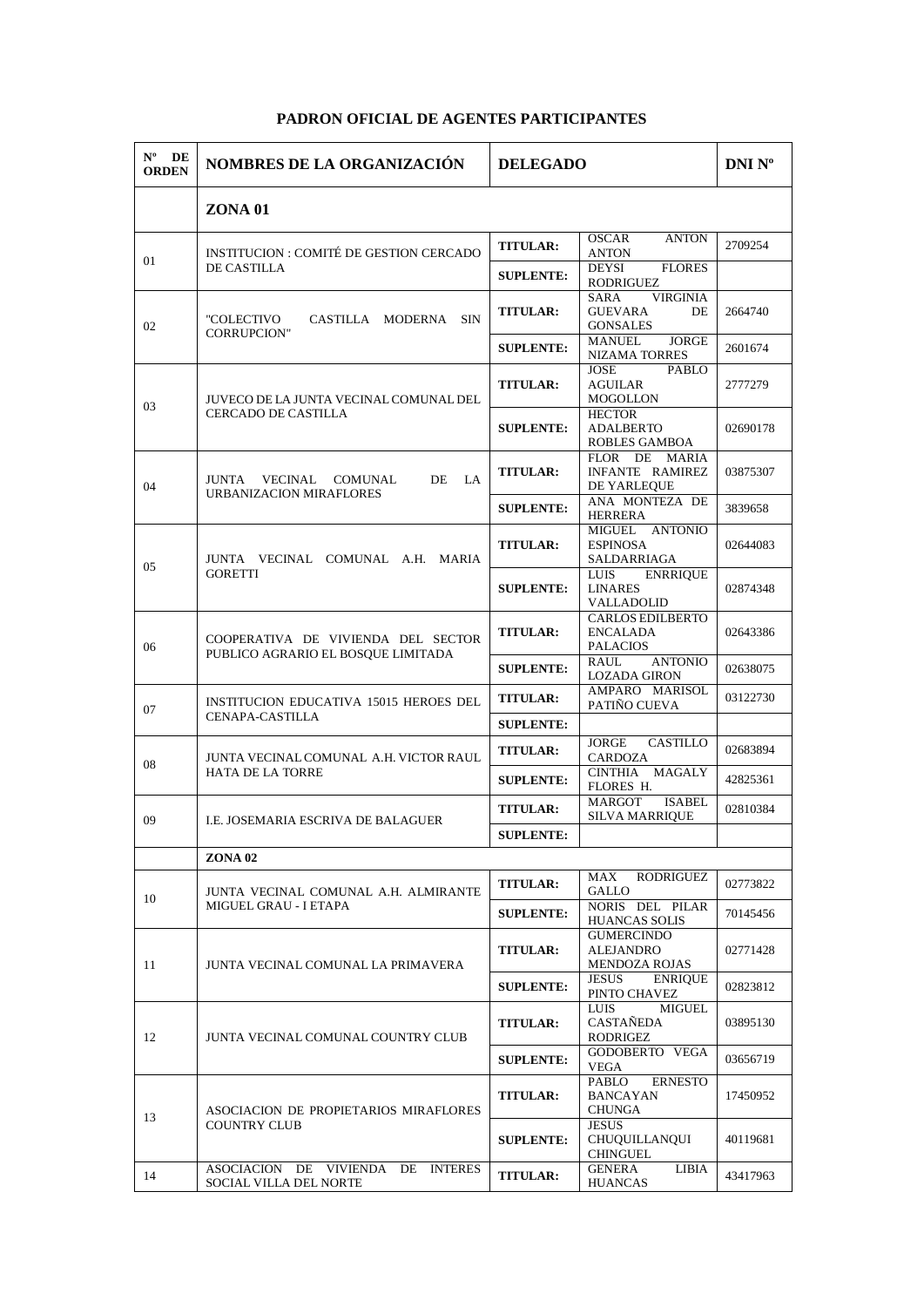# PADRON OFICIAL DE AGENTES PARTICIPANTES

| Nº DE ORDEN | NOMBRES DE LA ORGANIZACIÓN | DELEGADO | | DNI Nº |
|---|---|---|---|---|
| | **ZONA 01** | | | |
| 01 | INSTITUCION : COMITÉ DE GESTION CERCADO DE CASTILLA | TITULAR: | OSCAR ANTON ANTON | 2709254 |
| | | SUPLENTE: | DEYSI FLORES RODRIGUEZ | |
| 02 | "COLECTIVO CASTILLA MODERNA SIN CORRUPCION" | TITULAR: | SARA VIRGINIA GUEVARA DE GONSALES | 2664740 |
| | | SUPLENTE: | MANUEL JORGE NIZAMA TORRES | 2601674 |
| 03 | JUVECO DE LA JUNTA VECINAL COMUNAL DEL CERCADO DE CASTILLA | TITULAR: | JOSE PABLO AGUILAR MOGOLLON | 2777279 |
| | | SUPLENTE: | HECTOR ADALBERTO ROBLES GAMBOA | 02690178 |
| 04 | JUNTA VECINAL COMUNAL DE LA URBANIZACION MIRAFLORES | TITULAR: | FLOR DE MARIA INFANTE RAMIREZ DE YARLEQUE | 03875307 |
| | | SUPLENTE: | ANA MONTEZA DE HERRERA | 3839658 |
| 05 | JUNTA VECINAL COMUNAL A.H. MARIA GORETTI | TITULAR: | MIGUEL ANTONIO ESPINOSA SALDARRIAGA | 02644083 |
| | | SUPLENTE: | LUIS ENRRIQUE LINARES VALLADOLID | 02874348 |
| 06 | COOPERATIVA DE VIVIENDA DEL SECTOR PUBLICO AGRARIO EL BOSQUE LIMITADA | TITULAR: | CARLOS EDILBERTO ENCALADA PALACIOS | 02643386 |
| | | SUPLENTE: | RAUL ANTONIO LOZADA GIRON | 02638075 |
| 07 | INSTITUCION EDUCATIVA 15015 HEROES DEL CENAPA-CASTILLA | TITULAR: | AMPARO MARISOL PATIÑO CUEVA | 03122730 |
| | | SUPLENTE: | | |
| 08 | JUNTA VECINAL COMUNAL A.H. VICTOR RAUL HATA DE LA TORRE | TITULAR: | JORGE CASTILLO CARDOZA | 02683894 |
| | | SUPLENTE: | CINTHIA MAGALY FLORES H. | 42825361 |
| 09 | I.E. JOSEMARIA ESCRIVA DE BALAGUER | TITULAR: | MARGOT ISABEL SILVA MARRIQUE | 02810384 |
| | | SUPLENTE: | | |
| | **ZONA 02** | | | |
| 10 | JUNTA VECINAL COMUNAL A.H. ALMIRANTE MIGUEL GRAU - I ETAPA | TITULAR: | MAX RODRIGUEZ GALLO | 02773822 |
| | | SUPLENTE: | NORIS DEL PILAR HUANCAS SOLIS | 70145456 |
| 11 | JUNTA VECINAL COMUNAL LA PRIMAVERA | TITULAR: | GUMERCINDO ALEJANDRO MENDOZA ROJAS | 02771428 |
| | | SUPLENTE: | JESUS ENRIQUE PINTO CHAVEZ | 02823812 |
| 12 | JUNTA VECINAL COMUNAL COUNTRY CLUB | TITULAR: | LUIS MIGUEL CASTAÑEDA RODRIGEZ | 03895130 |
| | | SUPLENTE: | GODOBERTO VEGA VEGA | 03656719 |
| 13 | ASOCIACION DE PROPIETARIOS MIRAFLORES COUNTRY CLUB | TITULAR: | PABLO ERNESTO BANCAYAN CHUNGA | 17450952 |
| | | SUPLENTE: | JESUS CHUQUILLANQUI CHINGUEL | 40119681 |
| 14 | ASOCIACION DE VIVIENDA DE INTERES SOCIAL VILLA DEL NORTE | TITULAR: | GENERA LIBIA HUANCAS | 43417963 |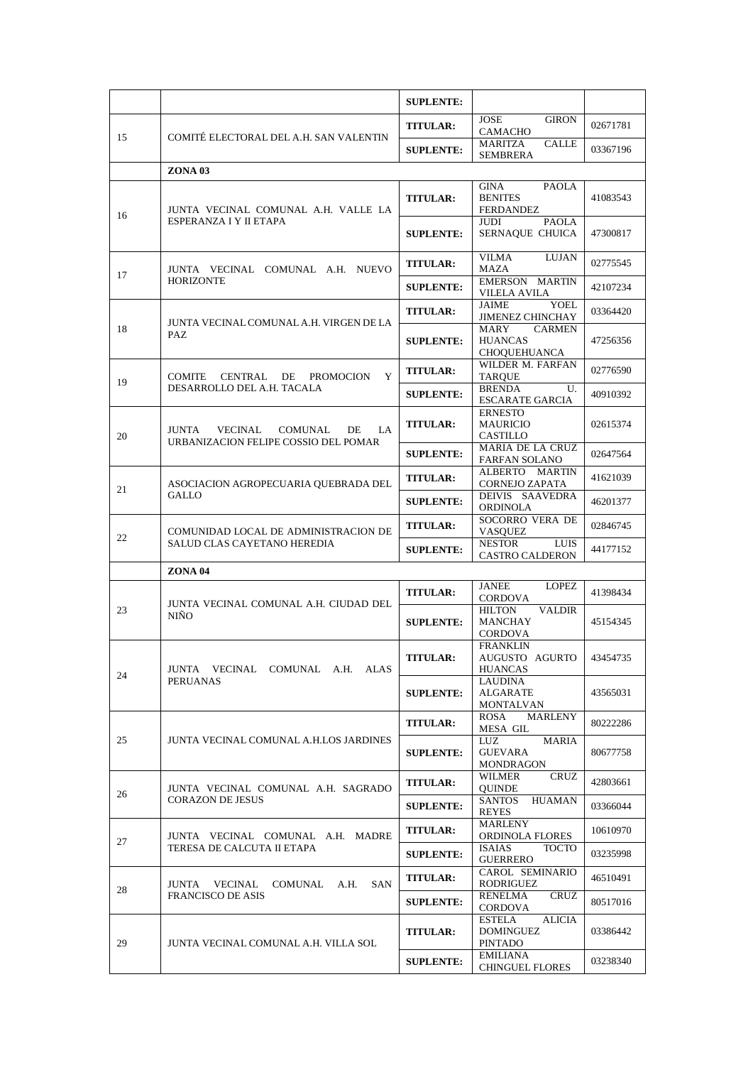| | | | | |
|---|---|---|---|---|
| | | **SUPLENTE:** | | |
| 15 | COMITÉ ELECTORAL DEL A.H. SAN VALENTIN | **TITULAR:** | JOSE GIRON CAMACHO | 02671781 |
| | | **SUPLENTE:** | MARITZA CALLE SEMBRERA | 03367196 |
| | **ZONA 03** | | | |
| 16 | JUNTA VECINAL COMUNAL A.H. VALLE LA ESPERANZA I Y II ETAPA | **TITULAR:** | GINA PAOLA BENITES FERDANDEZ | 41083543 |
| | | **SUPLENTE:** | JUDI PAOLA SERNAQUE CHUICA | 47300817 |
| 17 | JUNTA VECINAL COMUNAL A.H. NUEVO HORIZONTE | **TITULAR:** | VILMA LUJAN MAZA | 02775545 |
| | | **SUPLENTE:** | EMERSON MARTIN VILELA AVILA | 42107234 |
| 18 | JUNTA VECINAL COMUNAL A.H. VIRGEN DE LA PAZ | **TITULAR:** | JAIME YOEL JIMENEZ CHINCHAY | 03364420 |
| | | **SUPLENTE:** | MARY CARMEN HUANCAS CHOQUEHUANCA | 47256356 |
| 19 | COMITE CENTRAL DE PROMOCION Y DESARROLLO DEL A.H. TACALA | **TITULAR:** | WILDER M. FARFAN TARQUE | 02776590 |
| | | **SUPLENTE:** | BRENDA U. ESCARATE GARCIA | 40910392 |
| 20 | JUNTA VECINAL COMUNAL DE LA URBANIZACION FELIPE COSSIO DEL POMAR | **TITULAR:** | ERNESTO MAURICIO CASTILLO | 02615374 |
| | | **SUPLENTE:** | MARIA DE LA CRUZ FARFAN SOLANO | 02647564 |
| 21 | ASOCIACION AGROPECUARIA QUEBRADA DEL GALLO | **TITULAR:** | ALBERTO MARTIN CORNEJO ZAPATA | 41621039 |
| | | **SUPLENTE:** | DEIVIS SAAVEDRA ORDINOLA | 46201377 |
| 22 | COMUNIDAD LOCAL DE ADMINISTRACION DE SALUD CLAS CAYETANO HEREDIA | **TITULAR:** | SOCORRO VERA DE VASQUEZ | 02846745 |
| | | **SUPLENTE:** | NESTOR LUIS CASTRO CALDERON | 44177152 |
| | **ZONA 04** | | | |
| 23 | JUNTA VECINAL COMUNAL A.H. CIUDAD DEL NIÑO | **TITULAR:** | JANEE LOPEZ CORDOVA | 41398434 |
| | | **SUPLENTE:** | HILTON VALDIR MANCHAY CORDOVA | 45154345 |
| 24 | JUNTA VECINAL COMUNAL A.H. ALAS PERUANAS | **TITULAR:** | FRANKLIN AUGUSTO AGURTO HUANCAS | 43454735 |
| | | **SUPLENTE:** | LAUDINA ALGARATE MONTALVAN | 43565031 |
| 25 | JUNTA VECINAL COMUNAL A.H.LOS JARDINES | **TITULAR:** | ROSA MARLENY MESA GIL | 80222286 |
| | | **SUPLENTE:** | LUZ MARIA GUEVARA MONDRAGON | 80677758 |
| 26 | JUNTA VECINAL COMUNAL A.H. SAGRADO CORAZON DE JESUS | **TITULAR:** | WILMER CRUZ QUINDE | 42803661 |
| | | **SUPLENTE:** | SANTOS HUAMAN REYES | 03366044 |
| 27 | JUNTA VECINAL COMUNAL A.H. MADRE TERESA DE CALCUTA II ETAPA | **TITULAR:** | MARLENY ORDINOLA FLORES | 10610970 |
| | | **SUPLENTE:** | ISAIAS TOCTO GUERRERO | 03235998 |
| 28 | JUNTA VECINAL COMUNAL A.H. SAN FRANCISCO DE ASIS | **TITULAR:** | CAROL SEMINARIO RODRIGUEZ | 46510491 |
| | | **SUPLENTE:** | RENELMA CRUZ CORDOVA | 80517016 |
| 29 | JUNTA VECINAL COMUNAL A.H. VILLA SOL | **TITULAR:** | ESTELA ALICIA DOMINGUEZ PINTADO | 03386442 |
| | | **SUPLENTE:** | EMILIANA CHINGUEL FLORES | 03238340 |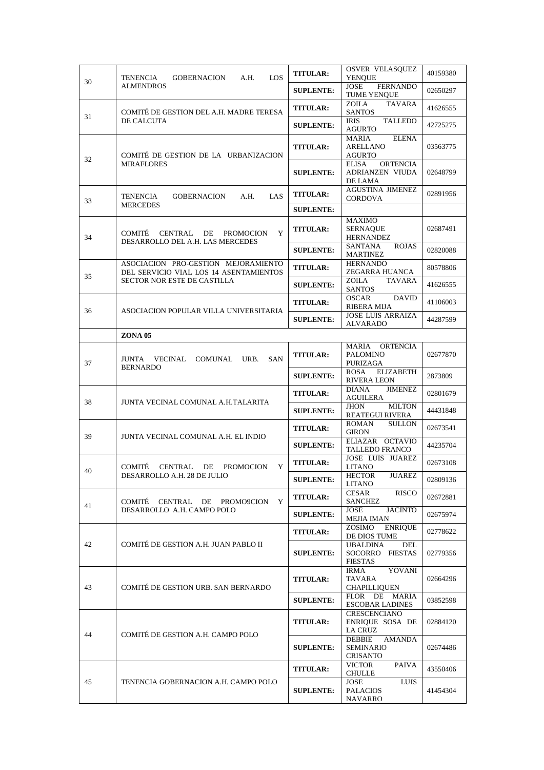| | | | | |
|---|---|---|---|---|
| 30 | TENENCIA GOBERNACION A.H. LOS ALMENDROS | **TITULAR:** | OSVER VELASQUEZ YENQUE | 40159380 |
| | | **SUPLENTE:** | JOSE FERNANDO TUME YENQUE | 02650297 |
| 31 | COMITÉ DE GESTION DEL A.H. MADRE TERESA DE CALCUTA | **TITULAR:** | ZOILA TAVARA SANTOS | 41626555 |
| | | **SUPLENTE:** | IRIS TALLEDO AGURTO | 42725275 |
| 32 | COMITÉ DE GESTION DE LA URBANIZACION MIRAFLORES | **TITULAR:** | MARIA ELENA ARELLANO AGURTO | 03563775 |
| | | **SUPLENTE:** | ELISA ORTENCIA ADRIANZEN VIUDA DE LAMA | 02648799 |
| 33 | TENENCIA GOBERNACION A.H. LAS MERCEDES | **TITULAR:** | AGUSTINA JIMENEZ CORDOVA | 02891956 |
| | | **SUPLENTE:** | | |
| 34 | COMITÉ CENTRAL DE PROMOCION Y DESARROLLO DEL A.H. LAS MERCEDES | **TITULAR:** | MAXIMO SERNAQUE HERNANDEZ | 02687491 |
| | | **SUPLENTE:** | SANTANA ROJAS MARTINEZ | 02820088 |
| 35 | ASOCIACION PRO-GESTION MEJORAMIENTO DEL SERVICIO VIAL LOS 14 ASENTAMIENTOS SECTOR NOR ESTE DE CASTILLA | **TITULAR:** | HERNANDO ZEGARRA HUANCA | 80578806 |
| | | **SUPLENTE:** | ZOILA TAVARA SANTOS | 41626555 |
| 36 | ASOCIACION POPULAR VILLA UNIVERSITARIA | **TITULAR:** | OSCAR DAVID RIBERA MIJA | 41106003 |
| | | **SUPLENTE:** | JOSE LUIS ARRAIZA ALVARADO | 44287599 |
| | **ZONA 05** | | | |
| 37 | JUNTA VECINAL COMUNAL URB. SAN BERNARDO | **TITULAR:** | MARIA ORTENCIA PALOMINO PURIZAGA | 02677870 |
| | | **SUPLENTE:** | ROSA ELIZABETH RIVERA LEON | 2873809 |
| 38 | JUNTA VECINAL COMUNAL A.H.TALARITA | **TITULAR:** | DIANA JIMENEZ AGUILERA | 02801679 |
| | | **SUPLENTE:** | JHON MILTON REATEGUI RIVERA | 44431848 |
| 39 | JUNTA VECINAL COMUNAL A.H. EL INDIO | **TITULAR:** | ROMAN SULLON GIRON | 02673541 |
| | | **SUPLENTE:** | ELIAZAR OCTAVIO TALLEDO FRANCO | 44235704 |
| 40 | COMITÉ CENTRAL DE PROMOCION Y DESARROLLO A.H. 28 DE JULIO | **TITULAR:** | JOSE LUIS JUAREZ LITANO | 02673108 |
| | | **SUPLENTE:** | HECTOR JUAREZ LITANO | 02809136 |
| 41 | COMITÉ CENTRAL DE PROMO9CION Y DESARROLLO A.H. CAMPO POLO | **TITULAR:** | CESAR RISCO SANCHEZ | 02672881 |
| | | **SUPLENTE:** | JOSE JACINTO MEJIA IMAN | 02675974 |
| 42 | COMITÉ DE GESTION A.H. JUAN PABLO II | **TITULAR:** | ZOSIMO ENRIQUE DE DIOS TUME | 02778622 |
| | | **SUPLENTE:** | UBALDINA DEL SOCORRO FIESTAS FIESTAS | 02779356 |
| 43 | COMITÉ DE GESTION URB. SAN BERNARDO | **TITULAR:** | IRMA YOVANI TAVARA CHAPILLIQUEN | 02664296 |
| | | **SUPLENTE:** | FLOR DE MARIA ESCOBAR LADINES | 03852598 |
| 44 | COMITÉ DE GESTION A.H. CAMPO POLO | **TITULAR:** | CRESCENCIANO ENRIQUE SOSA DE LA CRUZ | 02884120 |
| | | **SUPLENTE:** | DEBBIE AMANDA SEMINARIO CRISANTO | 02674486 |
| 45 | TENENCIA GOBERNACION A.H. CAMPO POLO | **TITULAR:** | VICTOR PAIVA CHULLE | 43550406 |
| | | **SUPLENTE:** | JOSE LUIS PALACIOS NAVARRO | 41454304 |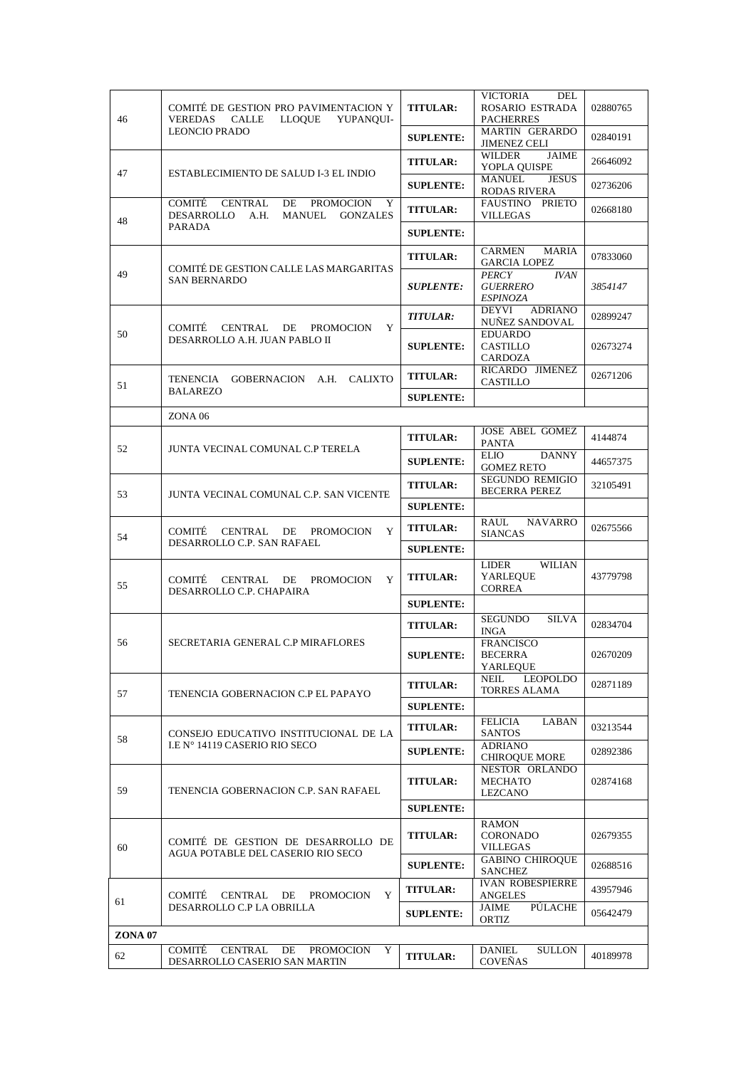| | | | | |
|---|---|---|---|---|
| 46 | COMITÉ DE GESTION PRO PAVIMENTACION Y VEREDAS CALLE LLOQUE YUPANQUI-LEONCIO PRADO | **TITULAR:** | VICTORIA DEL ROSARIO ESTRADA PACHERRES | 02880765 |
| | | **SUPLENTE:** | MARTIN GERARDO JIMENEZ CELI | 02840191 |
| 47 | ESTABLECIMIENTO DE SALUD I-3 EL INDIO | **TITULAR:** | WILDER JAIME YOPLA QUISPE | 26646092 |
| | | **SUPLENTE:** | MANUEL JESUS RODAS RIVERA | 02736206 |
| 48 | COMITÉ CENTRAL DE PROMOCION Y DESARROLLO A.H. MANUEL GONZALES PARADA | **TITULAR:** | FAUSTINO PRIETO VILLEGAS | 02668180 |
| | | **SUPLENTE:** | | |
| 49 | COMITÉ DE GESTION CALLE LAS MARGARITAS SAN BERNARDO | **TITULAR:** | CARMEN MARIA GARCIA LOPEZ | 07833060 |
| | | ***SUPLENTE:*** | *PERCY IVAN GUERRERO ESPINOZA* | *3854147* |
| 50 | COMITÉ CENTRAL DE PROMOCION Y DESARROLLO A.H. JUAN PABLO II | ***TITULAR:*** | DEYVI ADRIANO NUÑEZ SANDOVAL | 02899247 |
| | | **SUPLENTE:** | EDUARDO CASTILLO CARDOZA | 02673274 |
| 51 | TENENCIA GOBERNACION A.H. CALIXTO BALAREZO | **TITULAR:** | RICARDO JIMENEZ CASTILLO | 02671206 |
| | | **SUPLENTE:** | | |
| | ZONA 06 | | | |
| 52 | JUNTA VECINAL COMUNAL C.P TERELA | **TITULAR:** | JOSE ABEL GOMEZ PANTA | 4144874 |
| | | **SUPLENTE:** | ELIO DANNY GOMEZ RETO | 44657375 |
| 53 | JUNTA VECINAL COMUNAL C.P. SAN VICENTE | **TITULAR:** | SEGUNDO REMIGIO BECERRA PEREZ | 32105491 |
| | | **SUPLENTE:** | | |
| 54 | COMITÉ CENTRAL DE PROMOCION Y DESARROLLO C.P. SAN RAFAEL | **TITULAR:** | RAUL NAVARRO SIANCAS | 02675566 |
| | | **SUPLENTE:** | | |
| 55 | COMITÉ CENTRAL DE PROMOCION Y DESARROLLO C.P. CHAPAIRA | **TITULAR:** | LIDER WILIAN YARLEQUE CORREA | 43779798 |
| | | **SUPLENTE:** | | |
| 56 | SECRETARIA GENERAL C.P MIRAFLORES | **TITULAR:** | SEGUNDO SILVA INGA | 02834704 |
| | | **SUPLENTE:** | FRANCISCO BECERRA YARLEQUE | 02670209 |
| 57 | TENENCIA GOBERNACION C.P EL PAPAYO | **TITULAR:** | NEIL LEOPOLDO TORRES ALAMA | 02871189 |
| | | **SUPLENTE:** | | |
| 58 | CONSEJO EDUCATIVO INSTITUCIONAL DE LA I.E N° 14119 CASERIO RIO SECO | **TITULAR:** | FELICIA LABAN SANTOS | 03213544 |
| | | **SUPLENTE:** | ADRIANO CHIROQUE MORE | 02892386 |
| 59 | TENENCIA GOBERNACION C.P. SAN RAFAEL | **TITULAR:** | NESTOR ORLANDO MECHATO LEZCANO | 02874168 |
| | | **SUPLENTE:** | | |
| 60 | COMITÉ DE GESTION DE DESARROLLO DE AGUA POTABLE DEL CASERIO RIO SECO | **TITULAR:** | RAMON CORONADO VILLEGAS | 02679355 |
| | | **SUPLENTE:** | GABINO CHIROQUE SANCHEZ | 02688516 |
| 61 | COMITÉ CENTRAL DE PROMOCION Y DESARROLLO C.P LA OBRILLA | **TITULAR:** | IVAN ROBESPIERRE ANGELES | 43957946 |
| | | **SUPLENTE:** | JAIME PÚLACHE ORTIZ | 05642479 |
| **ZONA 07** | | | | |
| 62 | COMITÉ CENTRAL DE PROMOCION Y DESARROLLO CASERIO SAN MARTIN | **TITULAR:** | DANIEL SULLON COVEÑAS | 40189978 |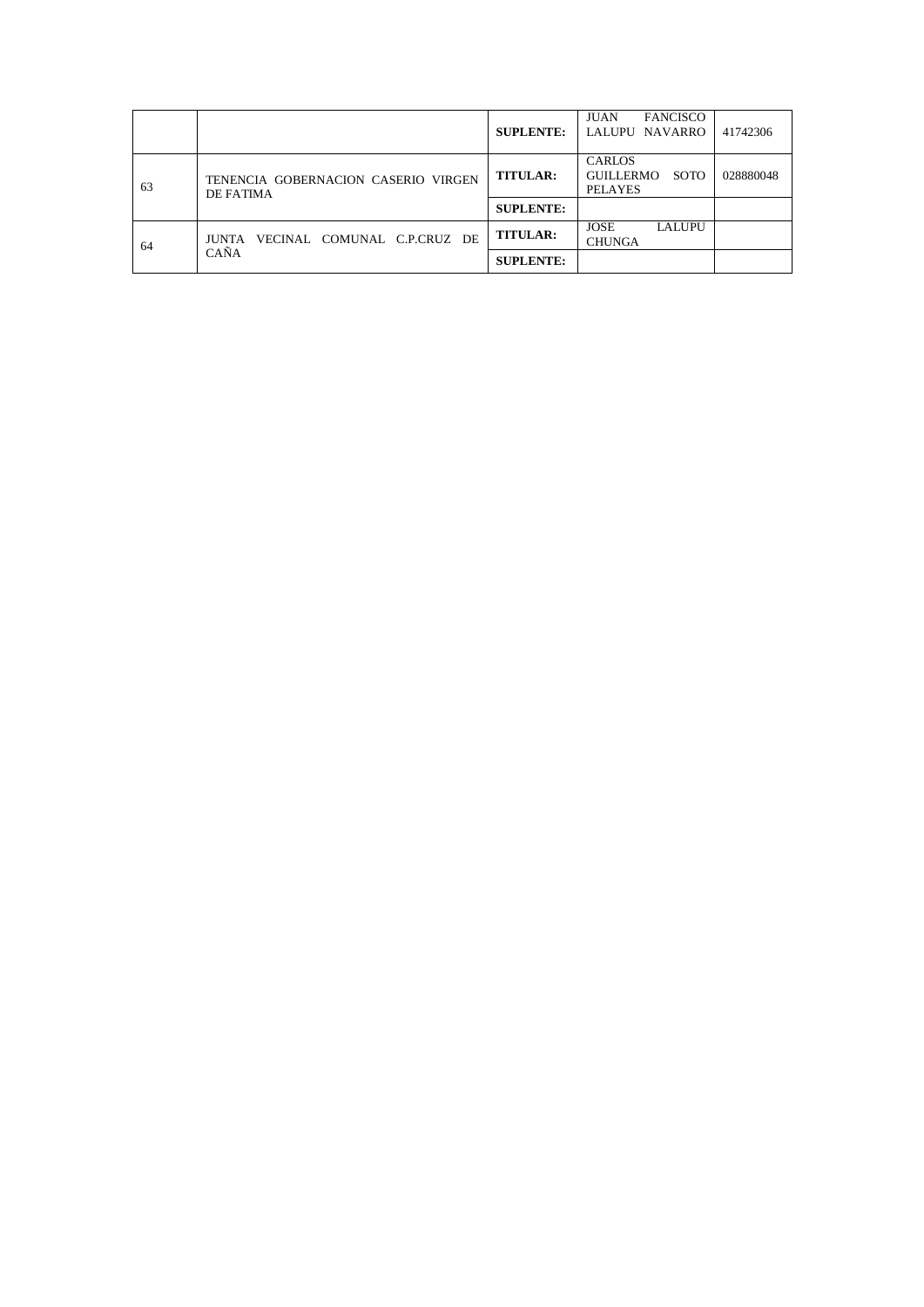| | | | | |
|---|---|---|---|---|
| | | **SUPLENTE:** | JUAN FANCISCO LALUPU NAVARRO | 41742306 |
| 63 | TENENCIA GOBERNACION CASERIO VIRGEN DE FATIMA | **TITULAR:** | CARLOS GUILLERMO SOTO PELAYES | 028880048 |
| | | **SUPLENTE:** | | |
| 64 | JUNTA VECINAL COMUNAL C.P.CRUZ DE CAÑA | **TITULAR:** | JOSE LALUPU CHUNGA | |
| | | **SUPLENTE:** | | |